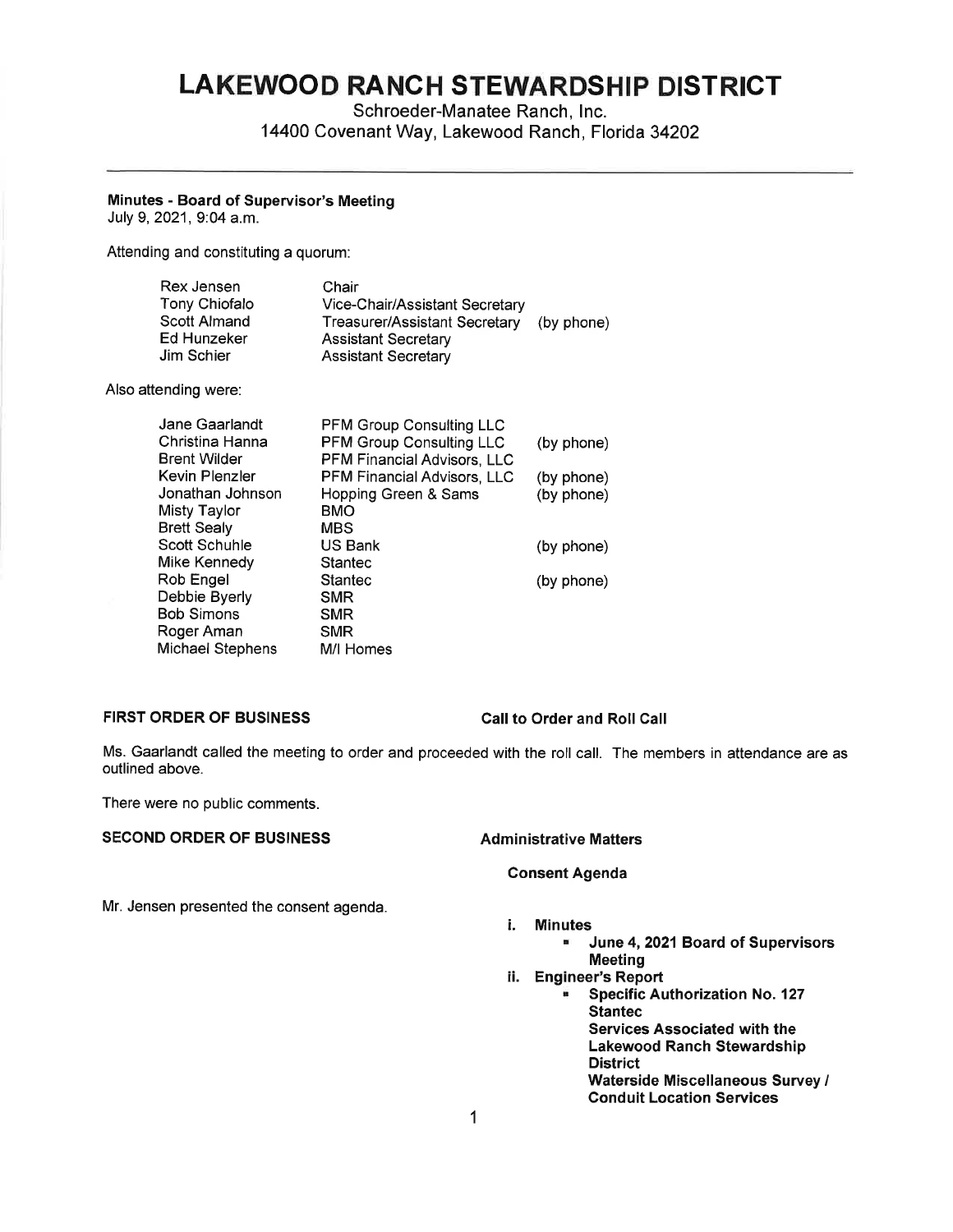# LAKEWOOD RANCH STEWARDSHIP DISTRICT

Schroeder-Manatee Ranch, Inc.
14400 Covenant Way, Lakewood Ranch, Florida 34202

---

**Minutes - Board of Supervisor's Meeting**
July 9, 2021, 9:04 a.m.

Attending and constituting a quorum:

| | | |
|---|---|---|
| Rex Jensen | Chair | |
| Tony Chiofalo | Vice-Chair/Assistant Secretary | |
| Scott Almand | Treasurer/Assistant Secretary | (by phone) |
| Ed Hunzeker | Assistant Secretary | |
| Jim Schier | Assistant Secretary | |

Also attending were:

| | | |
|---|---|---|
| Jane Gaarlandt | PFM Group Consulting LLC | |
| Christina Hanna | PFM Group Consulting LLC | (by phone) |
| Brent Wilder | PFM Financial Advisors, LLC | |
| Kevin Plenzler | PFM Financial Advisors, LLC | (by phone) |
| Jonathan Johnson | Hopping Green & Sams | (by phone) |
| Misty Taylor | BMO | |
| Brett Sealy | MBS | |
| Scott Schuhle | US Bank | (by phone) |
| Mike Kennedy | Stantec | |
| Rob Engel | Stantec | (by phone) |
| Debbie Byerly | SMR | |
| Bob Simons | SMR | |
| Roger Aman | SMR | |
| Michael Stephens | M/I Homes | |

**FIRST ORDER OF BUSINESS** **Call to Order and Roll Call**

Ms. Gaarlandt called the meeting to order and proceeded with the roll call. The members in attendance are as outlined above.

There were no public comments.

**SECOND ORDER OF BUSINESS** **Administrative Matters**

**Consent Agenda**

Mr. Jensen presented the consent agenda.

- **i. Minutes**
  - **June 4, 2021 Board of Supervisors Meeting**
- **ii. Engineer's Report**
  - **Specific Authorization No. 127**
    **Stantec**
    **Services Associated with the Lakewood Ranch Stewardship District**
    **Waterside Miscellaneous Survey / Conduit Location Services**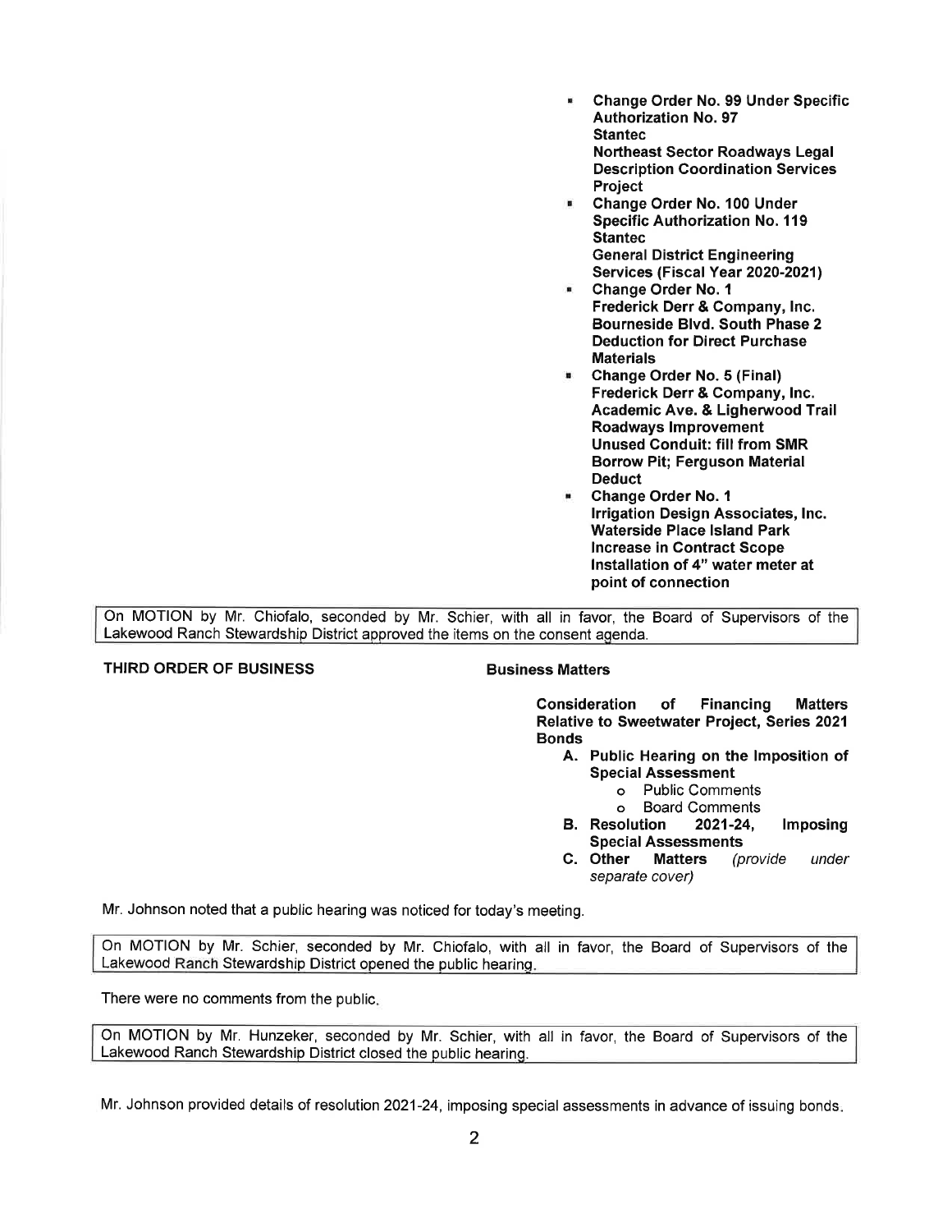- **Change Order No. 99 Under Specific Authorization No. 97**
  **Stantec**
  **Northeast Sector Roadways Legal Description Coordination Services Project**
- **Change Order No. 100 Under Specific Authorization No. 119**
  **Stantec**
  **General District Engineering Services (Fiscal Year 2020-2021)**
- **Change Order No. 1**
  **Frederick Derr & Company, Inc.**
  **Bourneside Blvd. South Phase 2**
  **Deduction for Direct Purchase Materials**
- **Change Order No. 5 (Final)**
  **Frederick Derr & Company, Inc.**
  **Academic Ave. & Ligherwood Trail Roadways Improvement**
  **Unused Conduit: fill from SMR Borrow Pit; Ferguson Material Deduct**
- **Change Order No. 1**
  **Irrigation Design Associates, Inc.**
  **Waterside Place Island Park**
  **Increase in Contract Scope**
  **Installation of 4" water meter at point of connection**

On MOTION by Mr. Chiofalo, seconded by Mr. Schier, with all in favor, the Board of Supervisors of the Lakewood Ranch Stewardship District approved the items on the consent agenda.

**THIRD ORDER OF BUSINESS** **Business Matters**

**Consideration of Financing Matters Relative to Sweetwater Project, Series 2021 Bonds**

**A. Public Hearing on the Imposition of Special Assessment**
- o Public Comments
- o Board Comments

**B. Resolution 2021-24, Imposing Special Assessments**

**C. Other Matters** *(provide under separate cover)*

Mr. Johnson noted that a public hearing was noticed for today's meeting.

On MOTION by Mr. Schier, seconded by Mr. Chiofalo, with all in favor, the Board of Supervisors of the Lakewood Ranch Stewardship District opened the public hearing.

There were no comments from the public.

On MOTION by Mr. Hunzeker, seconded by Mr. Schier, with all in favor, the Board of Supervisors of the Lakewood Ranch Stewardship District closed the public hearing.

Mr. Johnson provided details of resolution 2021-24, imposing special assessments in advance of issuing bonds.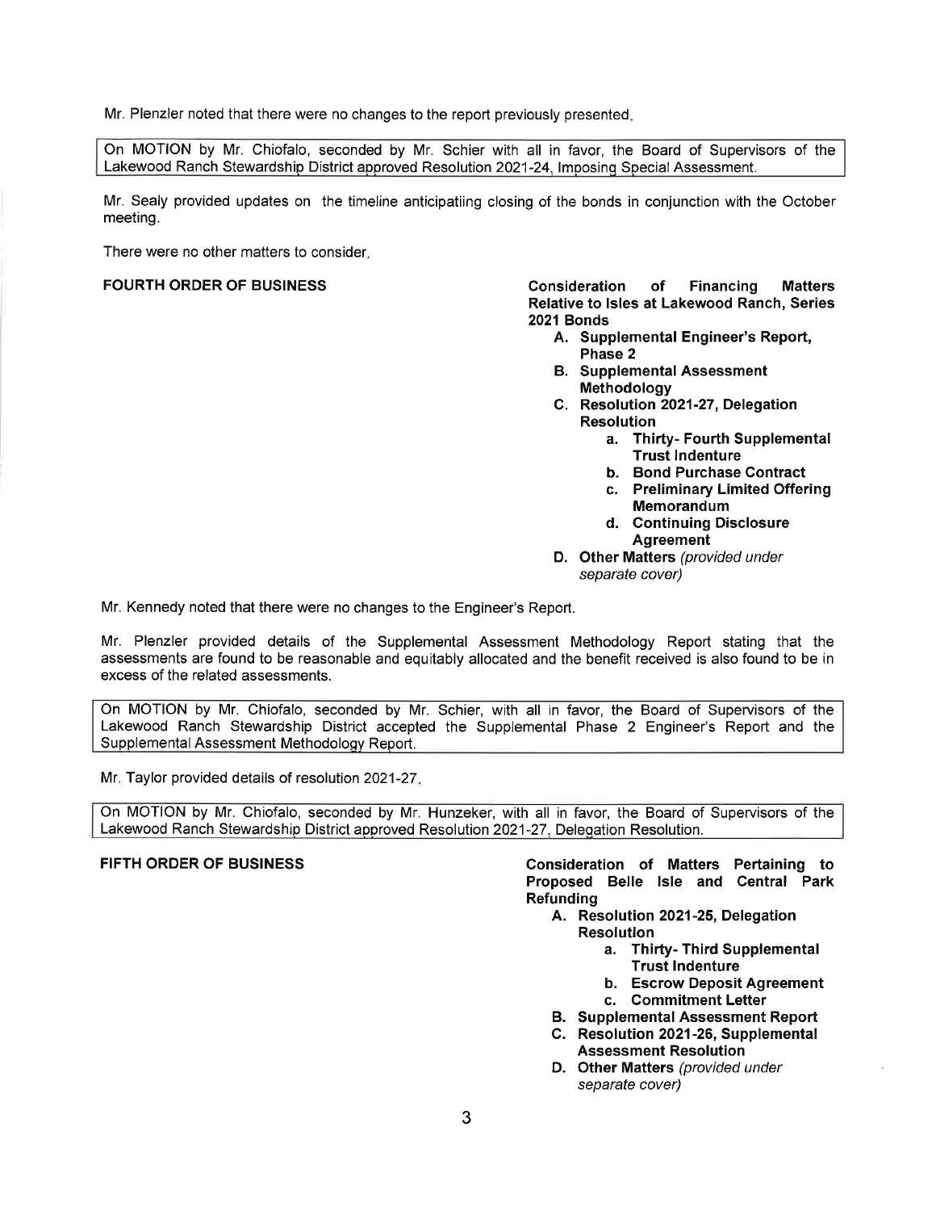Mr. Plenzler noted that there were no changes to the report previously presented.

On MOTION by Mr. Chiofalo, seconded by Mr. Schier with all in favor, the Board of Supervisors of the Lakewood Ranch Stewardship District approved Resolution 2021-24, Imposing Special Assessment.

Mr. Sealy provided updates on the timeline anticipatiing closing of the bonds in conjunction with the October meeting.

There were no other matters to consider.

**FOURTH ORDER OF BUSINESS** — **Consideration of Financing Matters Relative to Isles at Lakewood Ranch, Series 2021 Bonds**

- **A. Supplemental Engineer's Report, Phase 2**
- **B. Supplemental Assessment Methodology**
- **C. Resolution 2021-27, Delegation Resolution**
  - **a. Thirty- Fourth Supplemental Trust Indenture**
  - **b. Bond Purchase Contract**
  - **c. Preliminary Limited Offering Memorandum**
  - **d. Continuing Disclosure Agreement**
- **D. Other Matters** *(provided under separate cover)*

Mr. Kennedy noted that there were no changes to the Engineer's Report.

Mr. Plenzler provided details of the Supplemental Assessment Methodology Report stating that the assessments are found to be reasonable and equitably allocated and the benefit received is also found to be in excess of the related assessments.

On MOTION by Mr. Chiofalo, seconded by Mr. Schier, with all in favor, the Board of Supervisors of the Lakewood Ranch Stewardship District accepted the Supplemental Phase 2 Engineer's Report and the Supplemental Assessment Methodology Report.

Mr. Taylor provided details of resolution 2021-27.

On MOTION by Mr. Chiofalo, seconded by Mr. Hunzeker, with all in favor, the Board of Supervisors of the Lakewood Ranch Stewardship District approved Resolution 2021-27, Delegation Resolution.

**FIFTH ORDER OF BUSINESS** — **Consideration of Matters Pertaining to Proposed Belle Isle and Central Park Refunding**

- **A. Resolution 2021-25, Delegation Resolution**
  - **a. Thirty- Third Supplemental Trust Indenture**
  - **b. Escrow Deposit Agreement**
  - **c. Commitment Letter**
- **B. Supplemental Assessment Report**
- **C. Resolution 2021-26, Supplemental Assessment Resolution**
- **D. Other Matters** *(provided under separate cover)*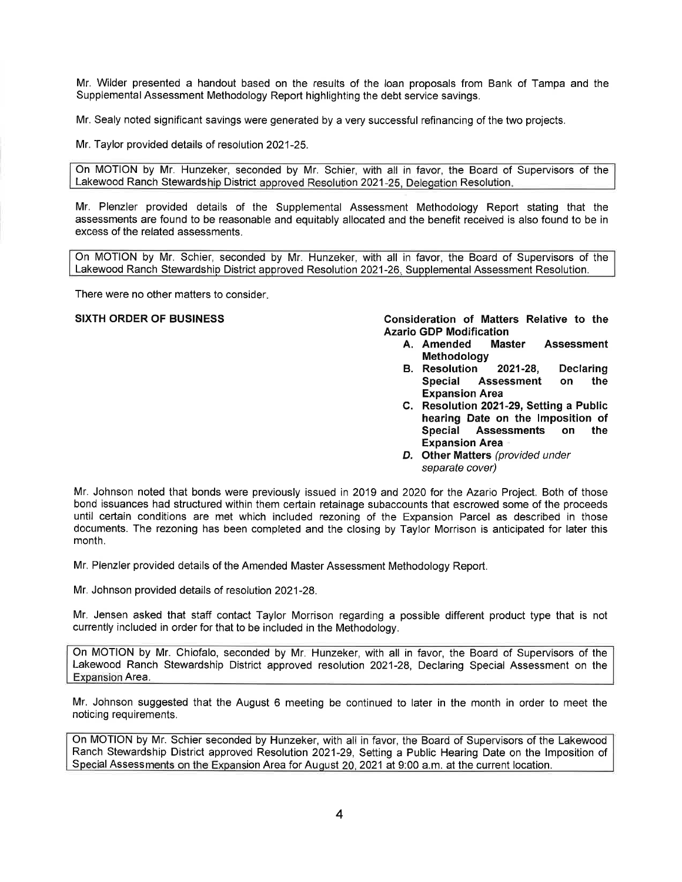Mr. Wilder presented a handout based on the results of the loan proposals from Bank of Tampa and the Supplemental Assessment Methodology Report highlighting the debt service savings.

Mr. Sealy noted significant savings were generated by a very successful refinancing of the two projects.

Mr. Taylor provided details of resolution 2021-25.

> On MOTION by Mr. Hunzeker, seconded by Mr. Schier, with all in favor, the Board of Supervisors of the Lakewood Ranch Stewardship District approved Resolution 2021-25, Delegation Resolution.

Mr. Plenzler provided details of the Supplemental Assessment Methodology Report stating that the assessments are found to be reasonable and equitably allocated and the benefit received is also found to be in excess of the related assessments.

> On MOTION by Mr. Schier, seconded by Mr. Hunzeker, with all in favor, the Board of Supervisors of the Lakewood Ranch Stewardship District approved Resolution 2021-26, Supplemental Assessment Resolution.

There were no other matters to consider.

**SIXTH ORDER OF BUSINESS** — **Consideration of Matters Relative to the Azario GDP Modification**

- **A. Amended Master Assessment Methodology**
- **B. Resolution 2021-28, Declaring Special Assessment on the Expansion Area**
- **C. Resolution 2021-29, Setting a Public hearing Date on the Imposition of Special Assessments on the Expansion Area**
- ***D.* Other Matters** *(provided under separate cover)*

Mr. Johnson noted that bonds were previously issued in 2019 and 2020 for the Azario Project. Both of those bond issuances had structured within them certain retainage subaccounts that escrowed some of the proceeds until certain conditions are met which included rezoning of the Expansion Parcel as described in those documents. The rezoning has been completed and the closing by Taylor Morrison is anticipated for later this month.

Mr. Plenzler provided details of the Amended Master Assessment Methodology Report.

Mr. Johnson provided details of resolution 2021-28.

Mr. Jensen asked that staff contact Taylor Morrison regarding a possible different product type that is not currently included in order for that to be included in the Methodology.

> On MOTION by Mr. Chiofalo, seconded by Mr. Hunzeker, with all in favor, the Board of Supervisors of the Lakewood Ranch Stewardship District approved resolution 2021-28, Declaring Special Assessment on the Expansion Area.

Mr. Johnson suggested that the August 6 meeting be continued to later in the month in order to meet the noticing requirements.

> On MOTION by Mr. Schier seconded by Hunzeker, with all in favor, the Board of Supervisors of the Lakewood Ranch Stewardship District approved Resolution 2021-29, Setting a Public Hearing Date on the Imposition of Special Assessments on the Expansion Area for August 20, 2021 at 9:00 a.m. at the current location.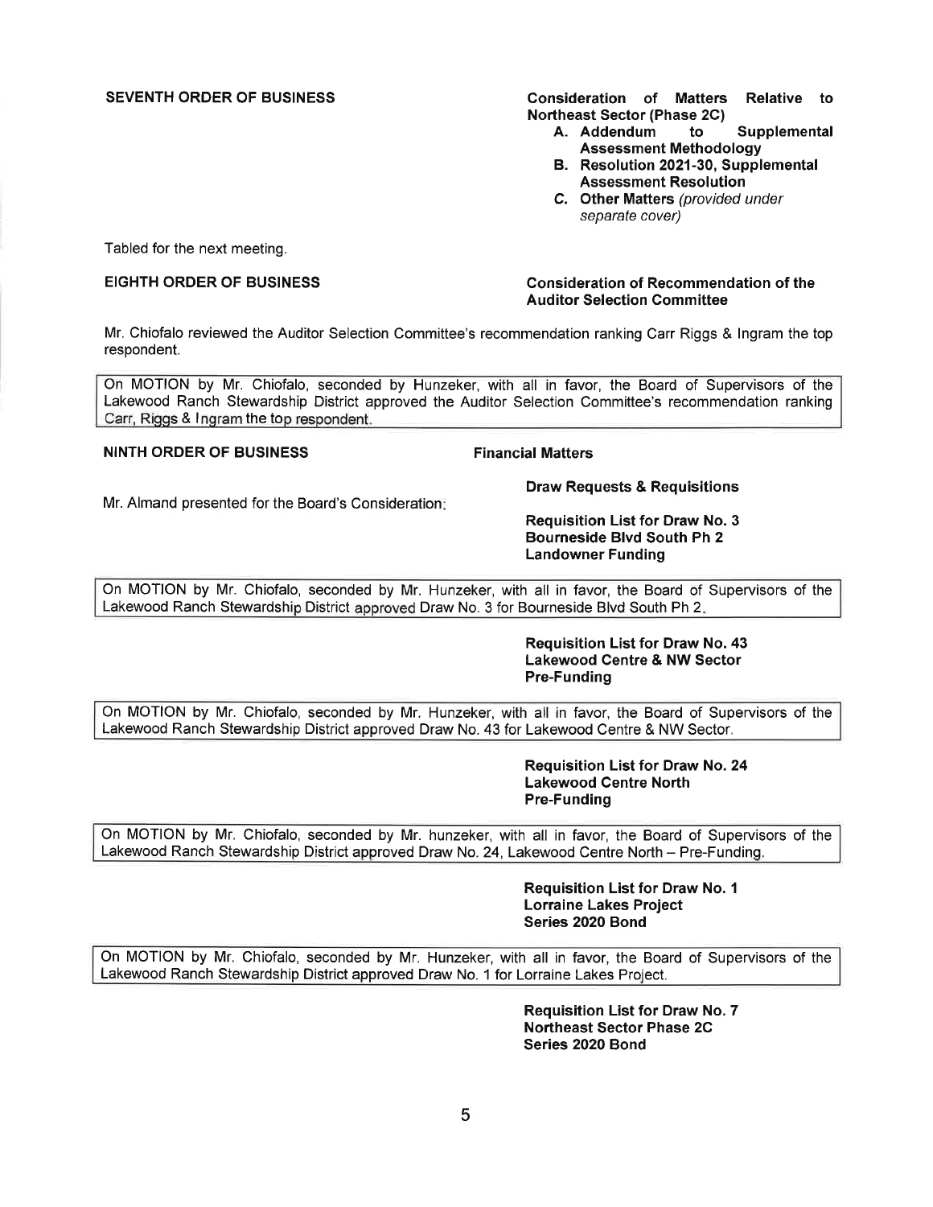**SEVENTH ORDER OF BUSINESS** **Consideration of Matters Relative to Northeast Sector (Phase 2C)**

- **A. Addendum to Supplemental Assessment Methodology**
- **B. Resolution 2021-30, Supplemental Assessment Resolution**
- ***C. Other Matters** (provided under separate cover)*

Tabled for the next meeting.

**EIGHTH ORDER OF BUSINESS** **Consideration of Recommendation of the Auditor Selection Committee**

Mr. Chiofalo reviewed the Auditor Selection Committee's recommendation ranking Carr Riggs & Ingram the top respondent.

> On MOTION by Mr. Chiofalo, seconded by Hunzeker, with all in favor, the Board of Supervisors of the Lakewood Ranch Stewardship District approved the Auditor Selection Committee's recommendation ranking Carr, Riggs & Ingram the top respondent.

**NINTH ORDER OF BUSINESS** **Financial Matters**

**Draw Requests & Requisitions**

Mr. Almand presented for the Board's Consideration:

**Requisition List for Draw No. 3**
**Bourneside Blvd South Ph 2**
**Landowner Funding**

> On MOTION by Mr. Chiofalo, seconded by Mr. Hunzeker, with all in favor, the Board of Supervisors of the Lakewood Ranch Stewardship District approved Draw No. 3 for Bourneside Blvd South Ph 2.

**Requisition List for Draw No. 43**
**Lakewood Centre & NW Sector**
**Pre-Funding**

> On MOTION by Mr. Chiofalo, seconded by Mr. Hunzeker, with all in favor, the Board of Supervisors of the Lakewood Ranch Stewardship District approved Draw No. 43 for Lakewood Centre & NW Sector.

**Requisition List for Draw No. 24**
**Lakewood Centre North**
**Pre-Funding**

> On MOTION by Mr. Chiofalo, seconded by Mr. hunzeker, with all in favor, the Board of Supervisors of the Lakewood Ranch Stewardship District approved Draw No. 24, Lakewood Centre North – Pre-Funding.

**Requisition List for Draw No. 1**
**Lorraine Lakes Project**
**Series 2020 Bond**

> On MOTION by Mr. Chiofalo, seconded by Mr. Hunzeker, with all in favor, the Board of Supervisors of the Lakewood Ranch Stewardship District approved Draw No. 1 for Lorraine Lakes Project.

**Requisition List for Draw No. 7**
**Northeast Sector Phase 2C**
**Series 2020 Bond**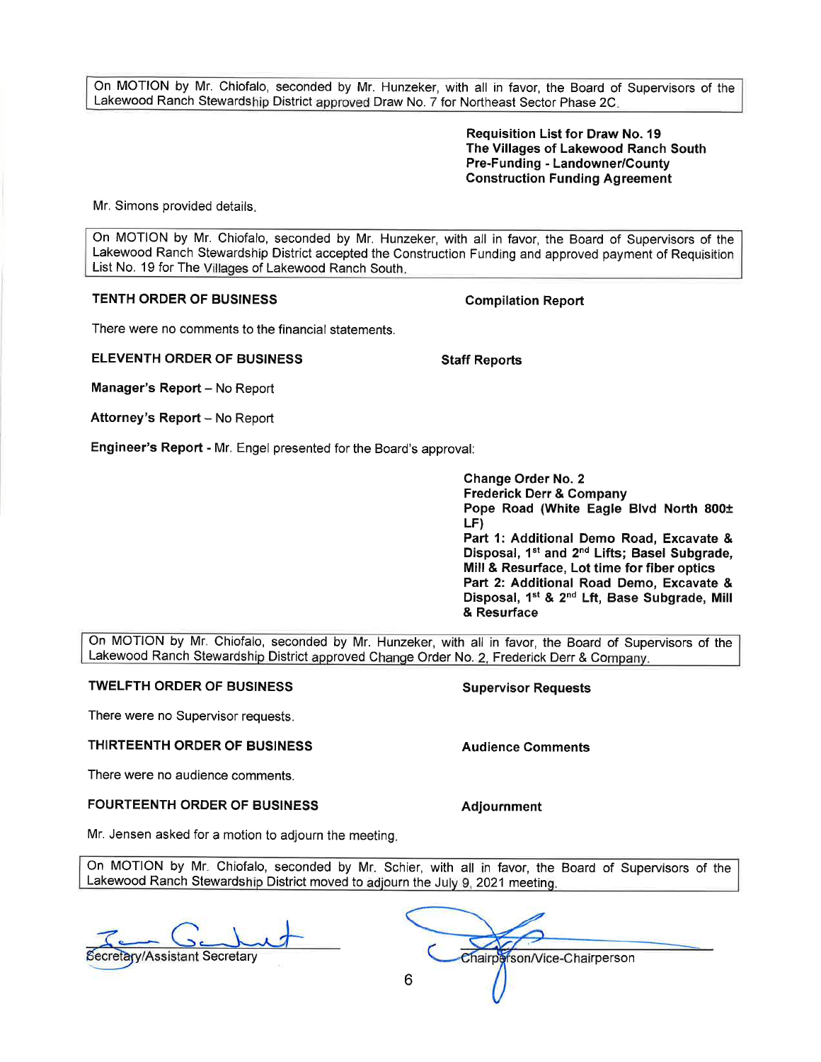On MOTION by Mr. Chiofalo, seconded by Mr. Hunzeker, with all in favor, the Board of Supervisors of the Lakewood Ranch Stewardship District approved Draw No. 7 for Northeast Sector Phase 2C.

**Requisition List for Draw No. 19**
**The Villages of Lakewood Ranch South**
**Pre-Funding - Landowner/County**
**Construction Funding Agreement**

Mr. Simons provided details.

On MOTION by Mr. Chiofalo, seconded by Mr. Hunzeker, with all in favor, the Board of Supervisors of the Lakewood Ranch Stewardship District accepted the Construction Funding and approved payment of Requisition List No. 19 for The Villages of Lakewood Ranch South.

**TENTH ORDER OF BUSINESS** **Compilation Report**

There were no comments to the financial statements.

**ELEVENTH ORDER OF BUSINESS** **Staff Reports**

**Manager's Report** – No Report

**Attorney's Report** – No Report

**Engineer's Report** - Mr. Engel presented for the Board's approval:

**Change Order No. 2**
**Frederick Derr & Company**
**Pope Road (White Eagle Blvd North 800± LF)**
**Part 1: Additional Demo Road, Excavate & Disposal, 1st and 2nd Lifts; Basel Subgrade, Mill & Resurface, Lot time for fiber optics**
**Part 2: Additional Road Demo, Excavate & Disposal, 1st & 2nd Lft, Base Subgrade, Mill & Resurface**

On MOTION by Mr. Chiofalo, seconded by Mr. Hunzeker, with all in favor, the Board of Supervisors of the Lakewood Ranch Stewardship District approved Change Order No. 2, Frederick Derr & Company.

**TWELFTH ORDER OF BUSINESS** **Supervisor Requests**

There were no Supervisor requests.

**THIRTEENTH ORDER OF BUSINESS** **Audience Comments**

There were no audience comments.

**FOURTEENTH ORDER OF BUSINESS** **Adjournment**

Mr. Jensen asked for a motion to adjourn the meeting.

On MOTION by Mr. Chiofalo, seconded by Mr. Schier, with all in favor, the Board of Supervisors of the Lakewood Ranch Stewardship District moved to adjourn the July 9, 2021 meeting.

Secretary/Assistant Secretary

Chairperson/Vice-Chairperson